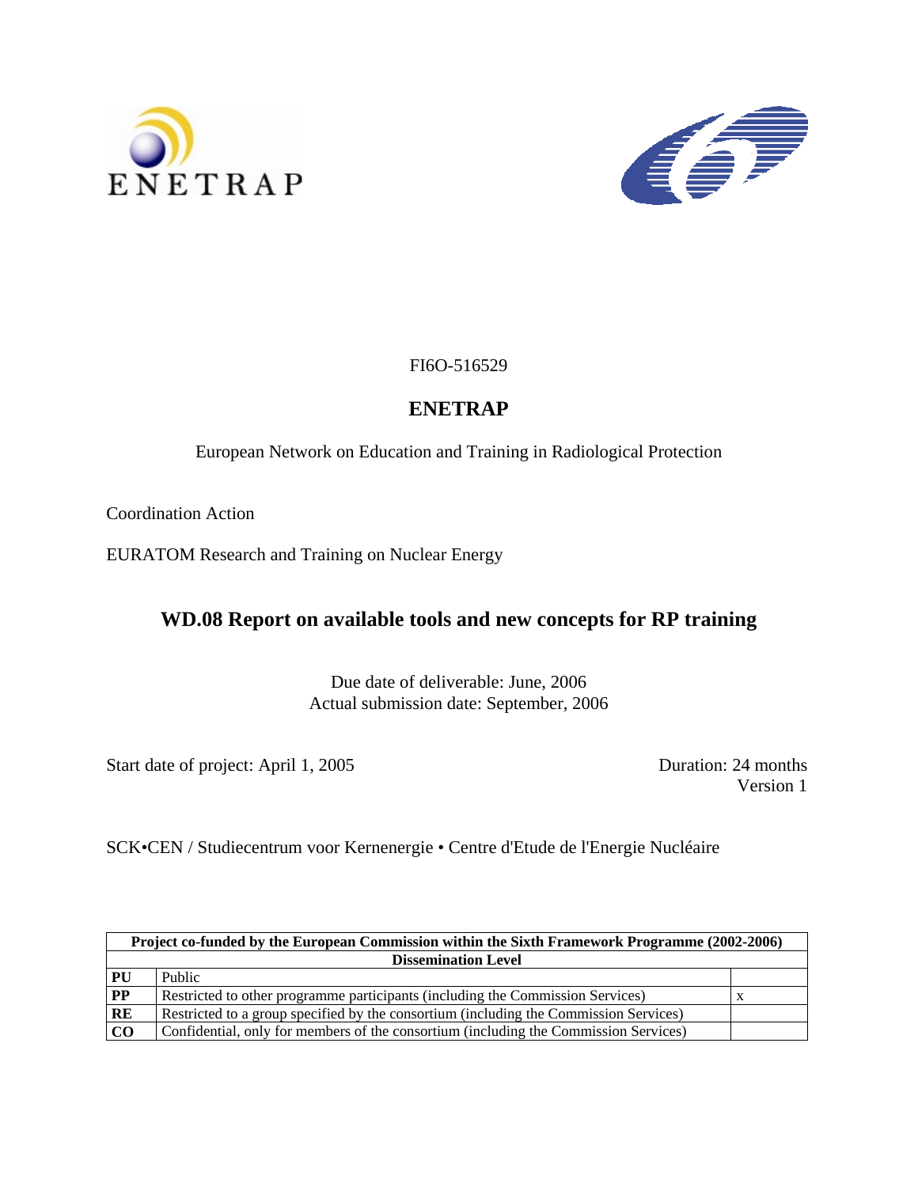ENETRAP

FI6O-516529

# ENETRAP

European Network on Education and Training in Radiological Protection

Coordination Action

EURATOM Research and Training on Nuclear Energy

## WD.08 Report on available tools and new concepts for RP training

Due date of deliverable: June, 2006
Actual submission date: September, 2006

Start date of project: April 1, 2005

Duration: 24 months
Version 1

SCK•CEN / Studiecentrum voor Kernenergie • Centre d'Etude de l'Energie Nucléaire

| Project co-funded by the European Commission within the Sixth Framework Programme (2002-2006) | | |
|---|---|---|
| **Dissemination Level** | | |
| **PU** | Public | |
| **PP** | Restricted to other programme participants (including the Commission Services) | x |
| **RE** | Restricted to a group specified by the consortium (including the Commission Services) | |
| **CO** | Confidential, only for members of the consortium (including the Commission Services) | |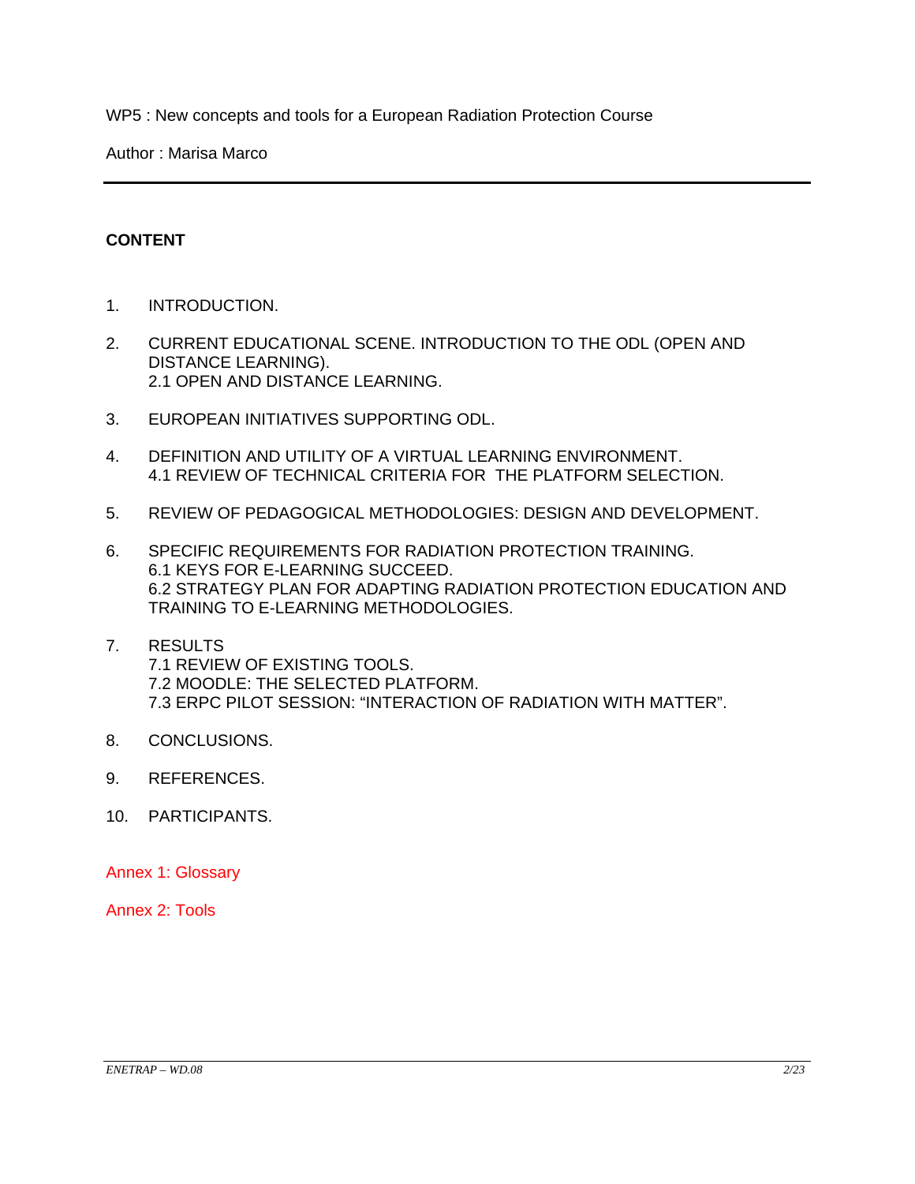WP5 : New concepts and tools for a European Radiation Protection Course

Author : Marisa Marco

## CONTENT

1. INTRODUCTION.
2. CURRENT EDUCATIONAL SCENE. INTRODUCTION TO THE ODL (OPEN AND DISTANCE LEARNING).
   2.1 OPEN AND DISTANCE LEARNING.
3. EUROPEAN INITIATIVES SUPPORTING ODL.
4. DEFINITION AND UTILITY OF A VIRTUAL LEARNING ENVIRONMENT.
   4.1 REVIEW OF TECHNICAL CRITERIA FOR THE PLATFORM SELECTION.
5. REVIEW OF PEDAGOGICAL METHODOLOGIES: DESIGN AND DEVELOPMENT.
6. SPECIFIC REQUIREMENTS FOR RADIATION PROTECTION TRAINING.
   6.1 KEYS FOR E-LEARNING SUCCEED.
   6.2 STRATEGY PLAN FOR ADAPTING RADIATION PROTECTION EDUCATION AND TRAINING TO E-LEARNING METHODOLOGIES.
7. RESULTS
   7.1 REVIEW OF EXISTING TOOLS.
   7.2 MOODLE: THE SELECTED PLATFORM.
   7.3 ERPC PILOT SESSION: "INTERACTION OF RADIATION WITH MATTER".
8. CONCLUSIONS.
9. REFERENCES.
10. PARTICIPANTS.

Annex 1: Glossary

Annex 2: Tools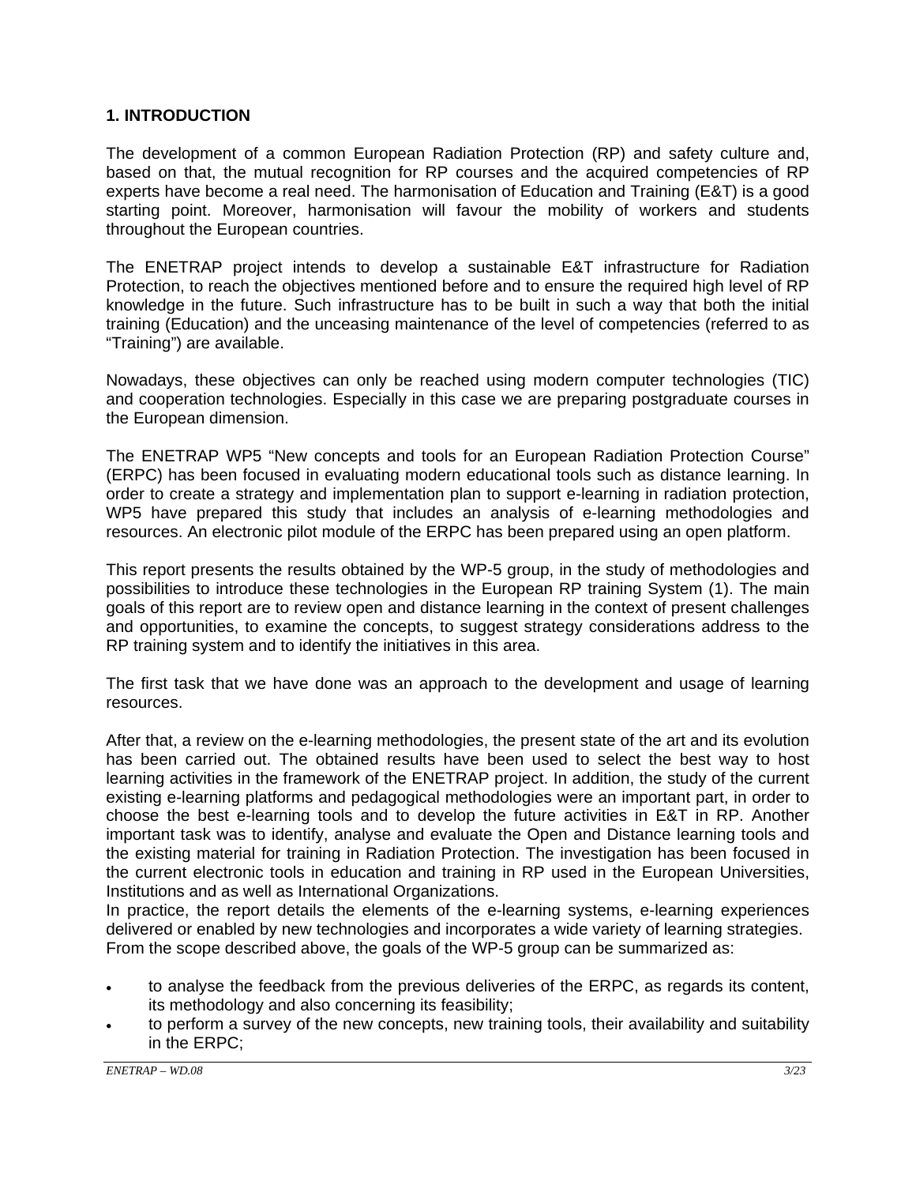## 1. INTRODUCTION

The development of a common European Radiation Protection (RP) and safety culture and, based on that, the mutual recognition for RP courses and the acquired competencies of RP experts have become a real need. The harmonisation of Education and Training (E&T) is a good starting point. Moreover, harmonisation will favour the mobility of workers and students throughout the European countries.

The ENETRAP project intends to develop a sustainable E&T infrastructure for Radiation Protection, to reach the objectives mentioned before and to ensure the required high level of RP knowledge in the future. Such infrastructure has to be built in such a way that both the initial training (Education) and the unceasing maintenance of the level of competencies (referred to as "Training") are available.

Nowadays, these objectives can only be reached using modern computer technologies (TIC) and cooperation technologies. Especially in this case we are preparing postgraduate courses in the European dimension.

The ENETRAP WP5 "New concepts and tools for an European Radiation Protection Course" (ERPC) has been focused in evaluating modern educational tools such as distance learning. In order to create a strategy and implementation plan to support e-learning in radiation protection, WP5 have prepared this study that includes an analysis of e-learning methodologies and resources. An electronic pilot module of the ERPC has been prepared using an open platform.

This report presents the results obtained by the WP-5 group, in the study of methodologies and possibilities to introduce these technologies in the European RP training System (1). The main goals of this report are to review open and distance learning in the context of present challenges and opportunities, to examine the concepts, to suggest strategy considerations address to the RP training system and to identify the initiatives in this area.

The first task that we have done was an approach to the development and usage of learning resources.

After that, a review on the e-learning methodologies, the present state of the art and its evolution has been carried out. The obtained results have been used to select the best way to host learning activities in the framework of the ENETRAP project. In addition, the study of the current existing e-learning platforms and pedagogical methodologies were an important part, in order to choose the best e-learning tools and to develop the future activities in E&T in RP. Another important task was to identify, analyse and evaluate the Open and Distance learning tools and the existing material for training in Radiation Protection. The investigation has been focused in the current electronic tools in education and training in RP used in the European Universities, Institutions and as well as International Organizations.
In practice, the report details the elements of the e-learning systems, e-learning experiences delivered or enabled by new technologies and incorporates a wide variety of learning strategies.
From the scope described above, the goals of the WP-5 group can be summarized as:

- to analyse the feedback from the previous deliveries of the ERPC, as regards its content, its methodology and also concerning its feasibility;
- to perform a survey of the new concepts, new training tools, their availability and suitability in the ERPC;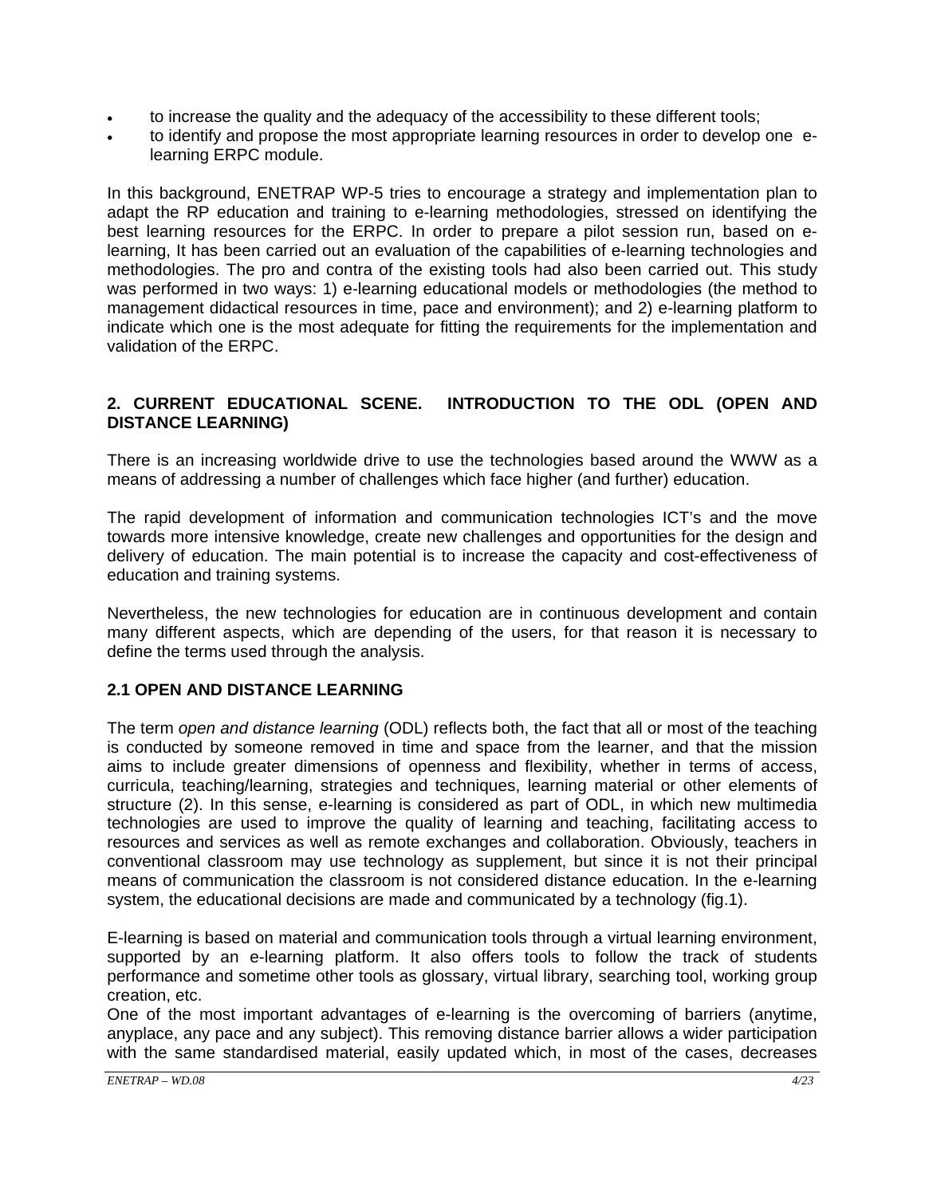- to increase the quality and the adequacy of the accessibility to these different tools;
- to identify and propose the most appropriate learning resources in order to develop one e-learning ERPC module.

In this background, ENETRAP WP-5 tries to encourage a strategy and implementation plan to adapt the RP education and training to e-learning methodologies, stressed on identifying the best learning resources for the ERPC. In order to prepare a pilot session run, based on e-learning, It has been carried out an evaluation of the capabilities of e-learning technologies and methodologies. The pro and contra of the existing tools had also been carried out. This study was performed in two ways: 1) e-learning educational models or methodologies (the method to management didactical resources in time, pace and environment); and 2) e-learning platform to indicate which one is the most adequate for fitting the requirements for the implementation and validation of the ERPC.

## 2. CURRENT EDUCATIONAL SCENE. INTRODUCTION TO THE ODL (OPEN AND DISTANCE LEARNING)

There is an increasing worldwide drive to use the technologies based around the WWW as a means of addressing a number of challenges which face higher (and further) education.

The rapid development of information and communication technologies ICT's and the move towards more intensive knowledge, create new challenges and opportunities for the design and delivery of education. The main potential is to increase the capacity and cost-effectiveness of education and training systems.

Nevertheless, the new technologies for education are in continuous development and contain many different aspects, which are depending of the users, for that reason it is necessary to define the terms used through the analysis.

### 2.1 OPEN AND DISTANCE LEARNING

The term *open and distance learning* (ODL) reflects both, the fact that all or most of the teaching is conducted by someone removed in time and space from the learner, and that the mission aims to include greater dimensions of openness and flexibility, whether in terms of access, curricula, teaching/learning, strategies and techniques, learning material or other elements of structure (2). In this sense, e-learning is considered as part of ODL, in which new multimedia technologies are used to improve the quality of learning and teaching, facilitating access to resources and services as well as remote exchanges and collaboration. Obviously, teachers in conventional classroom may use technology as supplement, but since it is not their principal means of communication the classroom is not considered distance education. In the e-learning system, the educational decisions are made and communicated by a technology (fig.1).

E-learning is based on material and communication tools through a virtual learning environment, supported by an e-learning platform. It also offers tools to follow the track of students performance and sometime other tools as glossary, virtual library, searching tool, working group creation, etc.

One of the most important advantages of e-learning is the overcoming of barriers (anytime, anyplace, any pace and any subject). This removing distance barrier allows a wider participation with the same standardised material, easily updated which, in most of the cases, decreases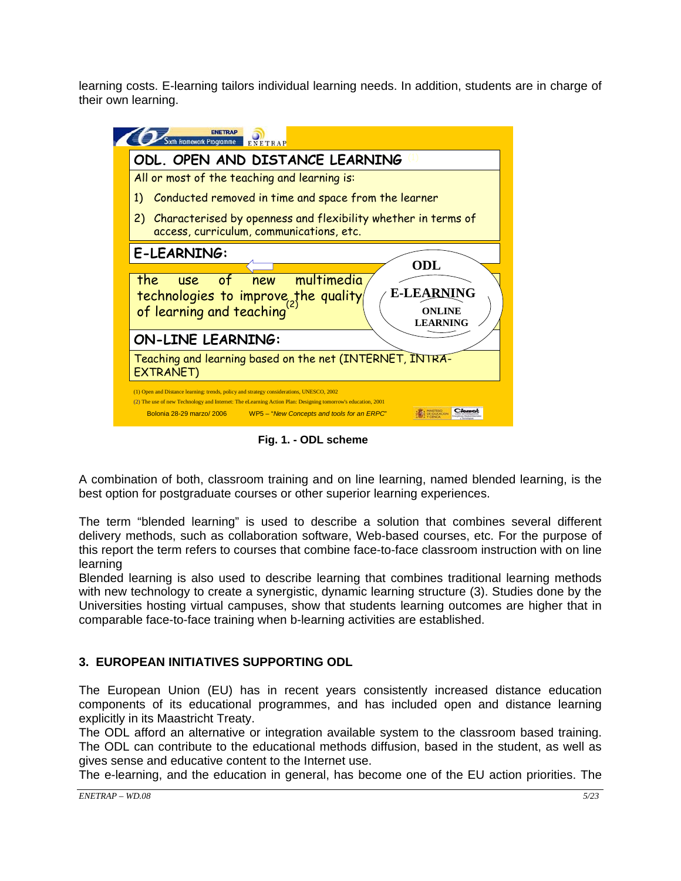learning costs. E-learning tailors individual learning needs. In addition, students are in charge of their own learning.

ODL. OPEN AND DISTANCE LEARNING (1)

All or most of the teaching and learning is:

1) Conducted removed in time and space from the learner
2) Characterised by openness and flexibility whether in terms of access, curriculum, communications, etc.

E-LEARNING:

the use of new multimedia technologies to improve the quality of learning and teaching (2)

ON-LINE LEARNING:

Teaching and learning based on the net (INTERNET, INTRA-EXTRANET)

ODL / E-LEARNING / ONLINE LEARNING

(1) Open and Distance learning: trends, policy and strategy considerations, UNESCO, 2002
(2) The use of new Technology and Internet: The eLearning Action Plan: Designing tomorrow's education, 2001

Bolonia 28-29 marzo/ 2006 WP5 – "*New Concepts and tools for an ERPC*"

**Fig. 1. - ODL scheme**

A combination of both, classroom training and on line learning, named blended learning, is the best option for postgraduate courses or other superior learning experiences.

The term "blended learning" is used to describe a solution that combines several different delivery methods, such as collaboration software, Web-based courses, etc. For the purpose of this report the term refers to courses that combine face-to-face classroom instruction with on line learning
Blended learning is also used to describe learning that combines traditional learning methods with new technology to create a synergistic, dynamic learning structure (3). Studies done by the Universities hosting virtual campuses, show that students learning outcomes are higher that in comparable face-to-face training when b-learning activities are established.

## 3. EUROPEAN INITIATIVES SUPPORTING ODL

The European Union (EU) has in recent years consistently increased distance education components of its educational programmes, and has included open and distance learning explicitly in its Maastricht Treaty.
The ODL afford an alternative or integration available system to the classroom based training. The ODL can contribute to the educational methods diffusion, based in the student, as well as gives sense and educative content to the Internet use.
The e-learning, and the education in general, has become one of the EU action priorities. The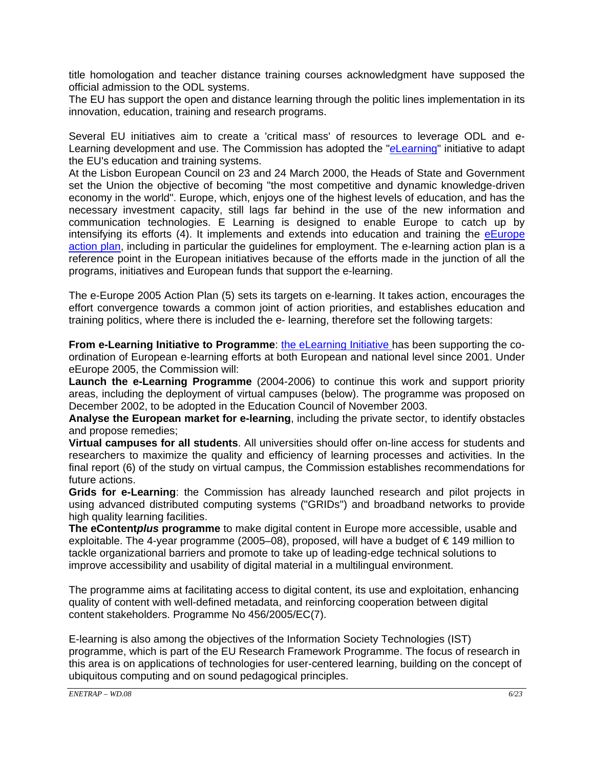title homologation and teacher distance training courses acknowledgment have supposed the official admission to the ODL systems.
The EU has support the open and distance learning through the politic lines implementation in its innovation, education, training and research programs.

Several EU initiatives aim to create a 'critical mass' of resources to leverage ODL and e-Learning development and use. The Commission has adopted the "eLearning" initiative to adapt the EU's education and training systems.
At the Lisbon European Council on 23 and 24 March 2000, the Heads of State and Government set the Union the objective of becoming "the most competitive and dynamic knowledge-driven economy in the world". Europe, which, enjoys one of the highest levels of education, and has the necessary investment capacity, still lags far behind in the use of the new information and communication technologies. E Learning is designed to enable Europe to catch up by intensifying its efforts (4). It implements and extends into education and training the eEurope action plan, including in particular the guidelines for employment. The e-learning action plan is a reference point in the European initiatives because of the efforts made in the junction of all the programs, initiatives and European funds that support the e-learning.

The e-Europe 2005 Action Plan (5) sets its targets on e-learning. It takes action, encourages the effort convergence towards a common joint of action priorities, and establishes education and training politics, where there is included the e- learning, therefore set the following targets:

**From e-Learning Initiative to Programme**: the eLearning Initiative has been supporting the co-ordination of European e-learning efforts at both European and national level since 2001. Under eEurope 2005, the Commission will:
**Launch the e-Learning Programme** (2004-2006) to continue this work and support priority areas, including the deployment of virtual campuses (below). The programme was proposed on December 2002, to be adopted in the Education Council of November 2003.
**Analyse the European market for e-learning**, including the private sector, to identify obstacles and propose remedies;
**Virtual campuses for all students**. All universities should offer on-line access for students and researchers to maximize the quality and efficiency of learning processes and activities. In the final report (6) of the study on virtual campus, the Commission establishes recommendations for future actions.
**Grids for e-Learning**: the Commission has already launched research and pilot projects in using advanced distributed computing systems ("GRIDs") and broadband networks to provide high quality learning facilities.
**The eContent*plus* programme** to make digital content in Europe more accessible, usable and exploitable. The 4-year programme (2005–08), proposed, will have a budget of € 149 million to tackle organizational barriers and promote to take up of leading-edge technical solutions to improve accessibility and usability of digital material in a multilingual environment.

The programme aims at facilitating access to digital content, its use and exploitation, enhancing quality of content with well-defined metadata, and reinforcing cooperation between digital content stakeholders. Programme No 456/2005/EC(7).

E-learning is also among the objectives of the Information Society Technologies (IST) programme, which is part of the EU Research Framework Programme. The focus of research in this area is on applications of technologies for user-centered learning, building on the concept of ubiquitous computing and on sound pedagogical principles.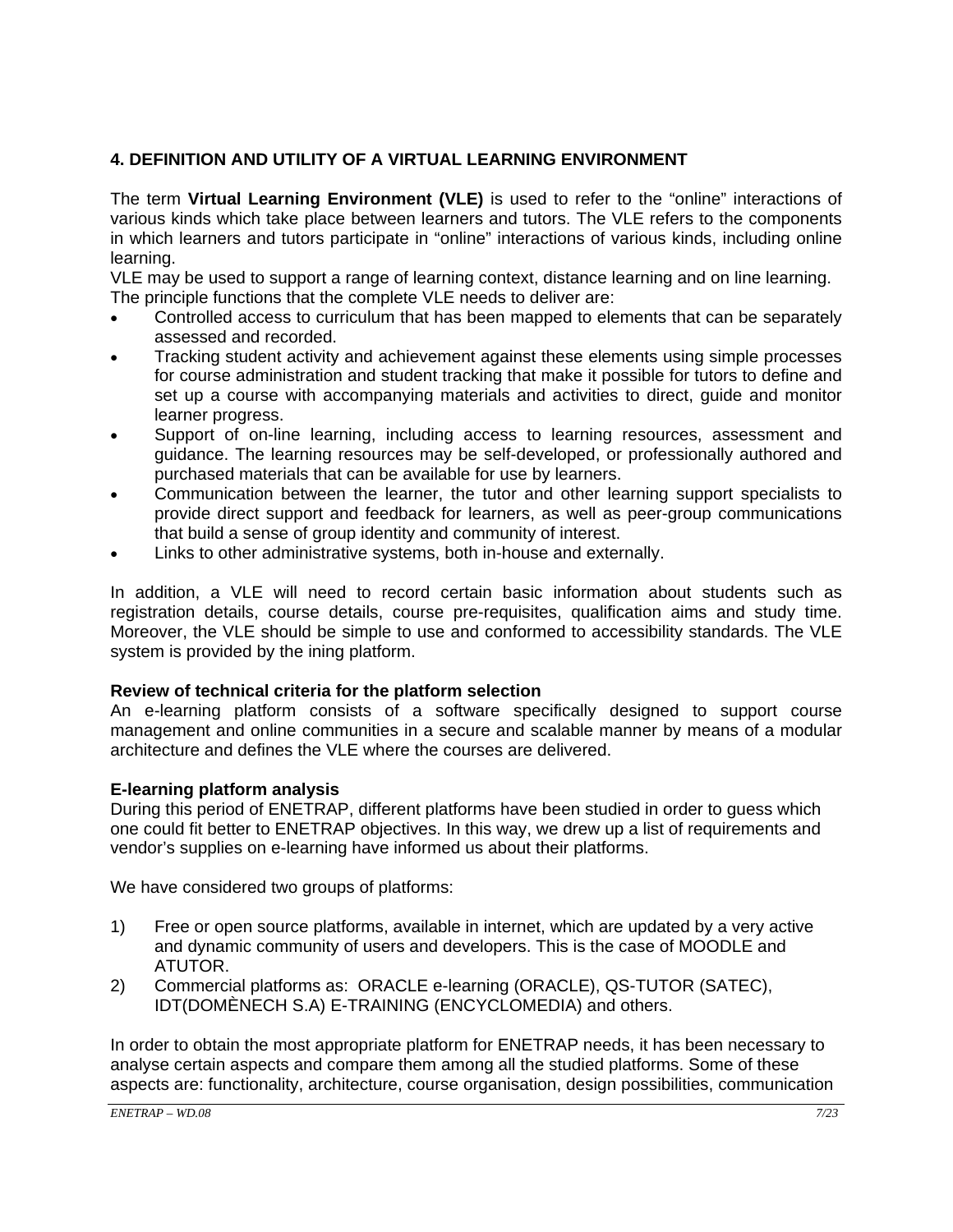## 4. DEFINITION AND UTILITY OF A VIRTUAL LEARNING ENVIRONMENT

The term **Virtual Learning Environment (VLE)** is used to refer to the "online" interactions of various kinds which take place between learners and tutors. The VLE refers to the components in which learners and tutors participate in "online" interactions of various kinds, including online learning.

VLE may be used to support a range of learning context, distance learning and on line learning.

The principle functions that the complete VLE needs to deliver are:

- Controlled access to curriculum that has been mapped to elements that can be separately assessed and recorded.
- Tracking student activity and achievement against these elements using simple processes for course administration and student tracking that make it possible for tutors to define and set up a course with accompanying materials and activities to direct, guide and monitor learner progress.
- Support of on-line learning, including access to learning resources, assessment and guidance. The learning resources may be self-developed, or professionally authored and purchased materials that can be available for use by learners.
- Communication between the learner, the tutor and other learning support specialists to provide direct support and feedback for learners, as well as peer-group communications that build a sense of group identity and community of interest.
- Links to other administrative systems, both in-house and externally.

In addition, a VLE will need to record certain basic information about students such as registration details, course details, course pre-requisites, qualification aims and study time. Moreover, the VLE should be simple to use and conformed to accessibility standards. The VLE system is provided by the ining platform.

**Review of technical criteria for the platform selection**

An e-learning platform consists of a software specifically designed to support course management and online communities in a secure and scalable manner by means of a modular architecture and defines the VLE where the courses are delivered.

**E-learning platform analysis**

During this period of ENETRAP, different platforms have been studied in order to guess which one could fit better to ENETRAP objectives. In this way, we drew up a list of requirements and vendor's supplies on e-learning have informed us about their platforms.

We have considered two groups of platforms:

1) Free or open source platforms, available in internet, which are updated by a very active and dynamic community of users and developers. This is the case of MOODLE and ATUTOR.
2) Commercial platforms as: ORACLE e-learning (ORACLE), QS-TUTOR (SATEC), IDT(DOMÈNECH S.A) E-TRAINING (ENCYCLOMEDIA) and others.

In order to obtain the most appropriate platform for ENETRAP needs, it has been necessary to analyse certain aspects and compare them among all the studied platforms. Some of these aspects are: functionality, architecture, course organisation, design possibilities, communication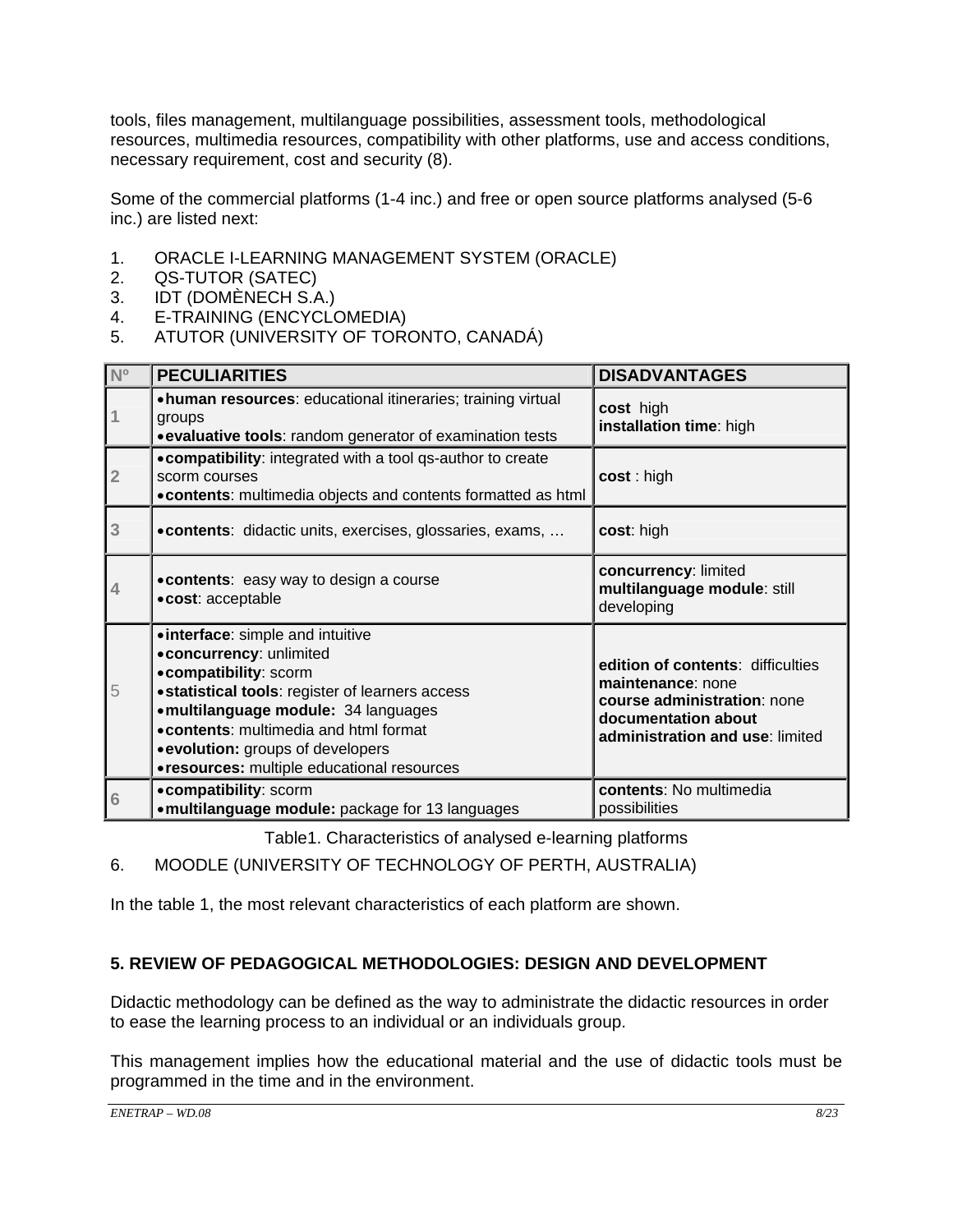tools, files management, multilanguage possibilities, assessment tools, methodological resources, multimedia resources, compatibility with other platforms, use and access conditions, necessary requirement, cost and security (8).

Some of the commercial platforms (1-4 inc.) and free or open source platforms analysed (5-6 inc.) are listed next:

1. ORACLE I-LEARNING MANAGEMENT SYSTEM (ORACLE)
2. QS-TUTOR (SATEC)
3. IDT (DOMÈNECH S.A.)
4. E-TRAINING (ENCYCLOMEDIA)
5. ATUTOR (UNIVERSITY OF TORONTO, CANADÁ)

| Nº | PECULIARITIES | DISADVANTAGES |
|---|---|---|
| 1 | • **human resources**: educational itineraries; training virtual groups<br>• **evaluative tools**: random generator of examination tests | **cost** high<br>**installation time**: high |
| 2 | • **compatibility**: integrated with a tool qs-author to create scorm courses<br>• **contents**: multimedia objects and contents formatted as html | **cost** : high |
| 3 | • **contents**: didactic units, exercises, glossaries, exams, … | **cost**: high |
| 4 | • **contents**: easy way to design a course<br>• **cost**: acceptable | **concurrency**: limited<br>**multilanguage module**: still developing |
| 5 | • **interface**: simple and intuitive<br>• **concurrency**: unlimited<br>• **compatibility**: scorm<br>• **statistical tools**: register of learners access<br>• **multilanguage module:** 34 languages<br>• **contents**: multimedia and html format<br>• **evolution:** groups of developers<br>• **resources:** multiple educational resources | **edition of contents**: difficulties<br>**maintenance**: none<br>**course administration**: none<br>**documentation about administration and use**: limited |
| 6 | • **compatibility**: scorm<br>• **multilanguage module:** package for 13 languages | **contents**: No multimedia possibilities |

Table1. Characteristics of analysed e-learning platforms

6. MOODLE (UNIVERSITY OF TECHNOLOGY OF PERTH, AUSTRALIA)

In the table 1, the most relevant characteristics of each platform are shown.

## 5. REVIEW OF PEDAGOGICAL METHODOLOGIES: DESIGN AND DEVELOPMENT

Didactic methodology can be defined as the way to administrate the didactic resources in order to ease the learning process to an individual or an individuals group.

This management implies how the educational material and the use of didactic tools must be programmed in the time and in the environment.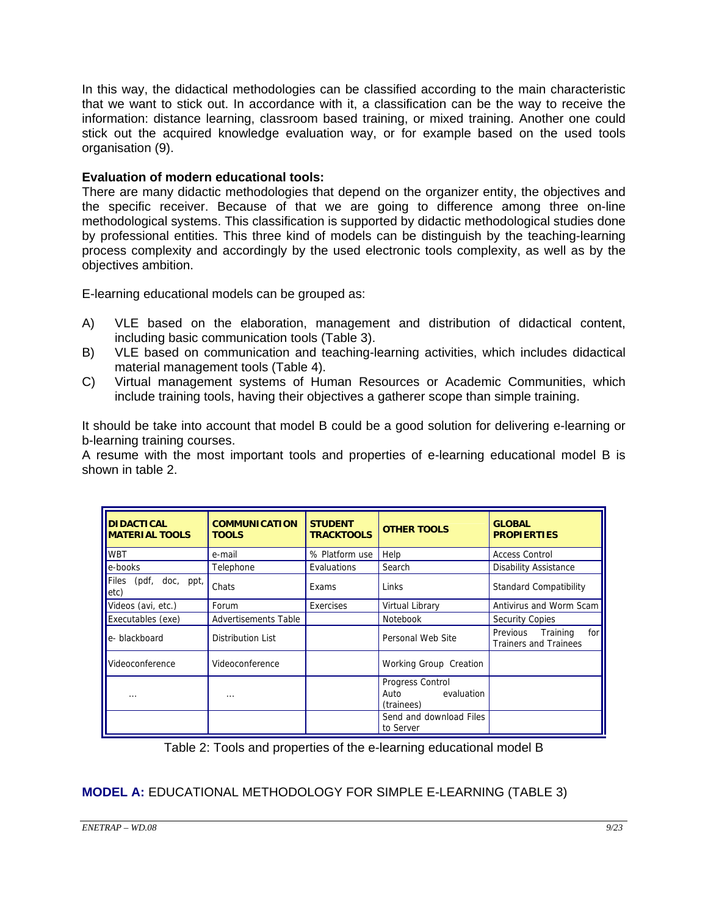In this way, the didactical methodologies can be classified according to the main characteristic that we want to stick out. In accordance with it, a classification can be the way to receive the information: distance learning, classroom based training, or mixed training. Another one could stick out the acquired knowledge evaluation way, or for example based on the used tools organisation (9).

**Evaluation of modern educational tools:**
There are many didactic methodologies that depend on the organizer entity, the objectives and the specific receiver. Because of that we are going to difference among three on-line methodological systems. This classification is supported by didactic methodological studies done by professional entities. This three kind of models can be distinguish by the teaching-learning process complexity and accordingly by the used electronic tools complexity, as well as by the objectives ambition.

E-learning educational models can be grouped as:

A) VLE based on the elaboration, management and distribution of didactical content, including basic communication tools (Table 3).
B) VLE based on communication and teaching-learning activities, which includes didactical material management tools (Table 4).
C) Virtual management systems of Human Resources or Academic Communities, which include training tools, having their objectives a gatherer scope than simple training.

It should be take into account that model B could be a good solution for delivering e-learning or b-learning training courses.
A resume with the most important tools and properties of e-learning educational model B is shown in table 2.

| DIDACTICAL MATERIAL TOOLS | COMMUNICATION TOOLS | STUDENT TRACKTOOLS | OTHER TOOLS | GLOBAL PROPIERTIES |
|---|---|---|---|---|
| WBT | e-mail | % Platform use | Help | Access Control |
| e-books | Telephone | Evaluations | Search | Disability Assistance |
| Files (pdf, doc, ppt, etc) | Chats | Exams | Links | Standard Compatibility |
| Videos (avi, etc.) | Forum | Exercises | Virtual Library | Antivirus and Worm Scam |
| Executables (exe) | Advertisements Table | | Notebook | Security Copies |
| e- blackboard | Distribution List | | Personal Web Site | Previous Training for Trainers and Trainees |
| Videoconference | Videoconference | | Working Group Creation | |
| ... | ... | | Progress Control Auto evaluation (trainees) | |
| | | | Send and download Files to Server | |

Table 2: Tools and properties of the e-learning educational model B

## **MODEL A:** EDUCATIONAL METHODOLOGY FOR SIMPLE E-LEARNING (TABLE 3)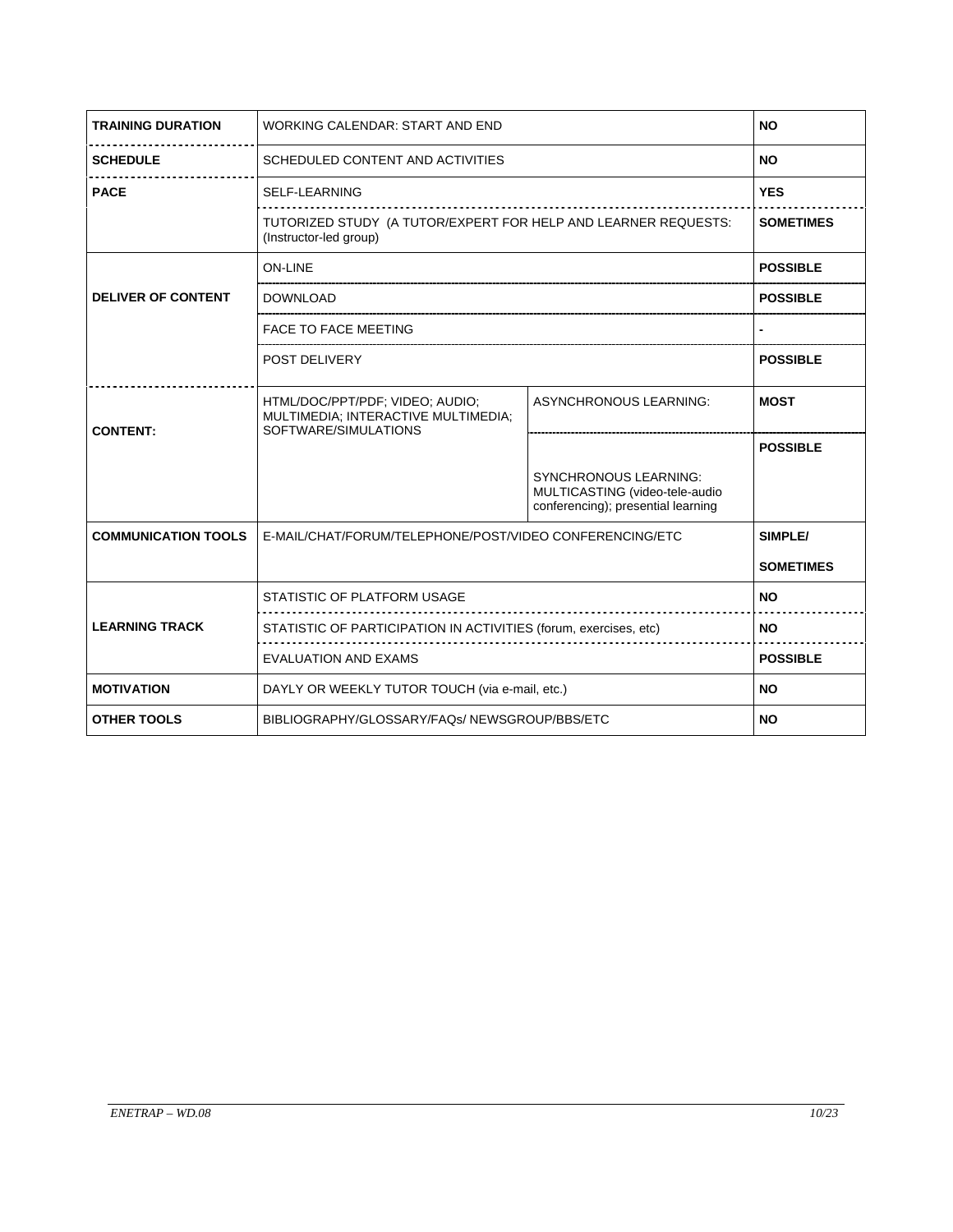| | | | |
|---|---|---|---|
| **TRAINING DURATION** | WORKING CALENDAR: START AND END | | **NO** |
| **SCHEDULE** | SCHEDULED CONTENT AND ACTIVITIES | | **NO** |
| **PACE** | SELF-LEARNING | | **YES** |
| | TUTORIZED STUDY (A TUTOR/EXPERT FOR HELP AND LEARNER REQUESTS: (Instructor-led group) | | **SOMETIMES** |
| **DELIVER OF CONTENT** | ON-LINE | | **POSSIBLE** |
| | DOWNLOAD | | **POSSIBLE** |
| | FACE TO FACE MEETING | | **-** |
| | POST DELIVERY | | **POSSIBLE** |
| **CONTENT:** | HTML/DOC/PPT/PDF; VIDEO; AUDIO; MULTIMEDIA; INTERACTIVE MULTIMEDIA; SOFTWARE/SIMULATIONS | ASYNCHRONOUS LEARNING: | **MOST** |
| | | SYNCHRONOUS LEARNING: MULTICASTING (video-tele-audio conferencing); presential learning | **POSSIBLE** |
| **COMMUNICATION TOOLS** | E-MAIL/CHAT/FORUM/TELEPHONE/POST/VIDEO CONFERENCING/ETC | | **SIMPLE/ SOMETIMES** |
| **LEARNING TRACK** | STATISTIC OF PLATFORM USAGE | | **NO** |
| | STATISTIC OF PARTICIPATION IN ACTIVITIES (forum, exercises, etc) | | **NO** |
| | EVALUATION AND EXAMS | | **POSSIBLE** |
| **MOTIVATION** | DAYLY OR WEEKLY TUTOR TOUCH (via e-mail, etc.) | | **NO** |
| **OTHER TOOLS** | BIBLIOGRAPHY/GLOSSARY/FAQs/ NEWSGROUP/BBS/ETC | | **NO** |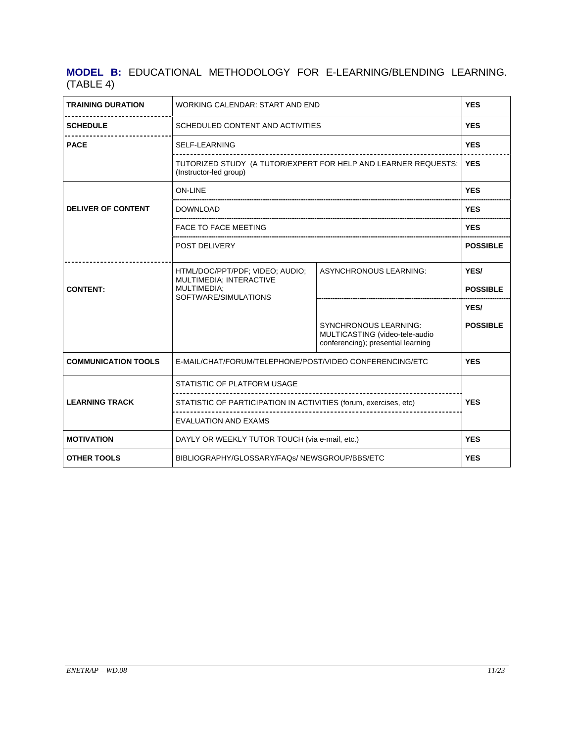**MODEL B:** EDUCATIONAL METHODOLOGY FOR E-LEARNING/BLENDING LEARNING. (TABLE 4)

| | | | |
|---|---|---|---|
| **TRAINING DURATION** | WORKING CALENDAR: START AND END | | **YES** |
| **SCHEDULE** | SCHEDULED CONTENT AND ACTIVITIES | | **YES** |
| **PACE** | SELF-LEARNING | | **YES** |
| | TUTORIZED STUDY (A TUTOR/EXPERT FOR HELP AND LEARNER REQUESTS: (Instructor-led group) | | **YES** |
| **DELIVER OF CONTENT** | ON-LINE | | **YES** |
| | DOWNLOAD | | **YES** |
| | FACE TO FACE MEETING | | **YES** |
| | POST DELIVERY | | **POSSIBLE** |
| **CONTENT:** | HTML/DOC/PPT/PDF; VIDEO; AUDIO; MULTIMEDIA; INTERACTIVE MULTIMEDIA; SOFTWARE/SIMULATIONS | ASYNCHRONOUS LEARNING: | **YES/ POSSIBLE** |
| | | SYNCHRONOUS LEARNING: MULTICASTING (video-tele-audio conferencing); presential learning | **YES/ POSSIBLE** |
| **COMMUNICATION TOOLS** | E-MAIL/CHAT/FORUM/TELEPHONE/POST/VIDEO CONFERENCING/ETC | | **YES** |
| **LEARNING TRACK** | STATISTIC OF PLATFORM USAGE | | **YES** |
| | STATISTIC OF PARTICIPATION IN ACTIVITIES (forum, exercises, etc) | | |
| | EVALUATION AND EXAMS | | |
| **MOTIVATION** | DAYLY OR WEEKLY TUTOR TOUCH (via e-mail, etc.) | | **YES** |
| **OTHER TOOLS** | BIBLIOGRAPHY/GLOSSARY/FAQs/ NEWSGROUP/BBS/ETC | | **YES** |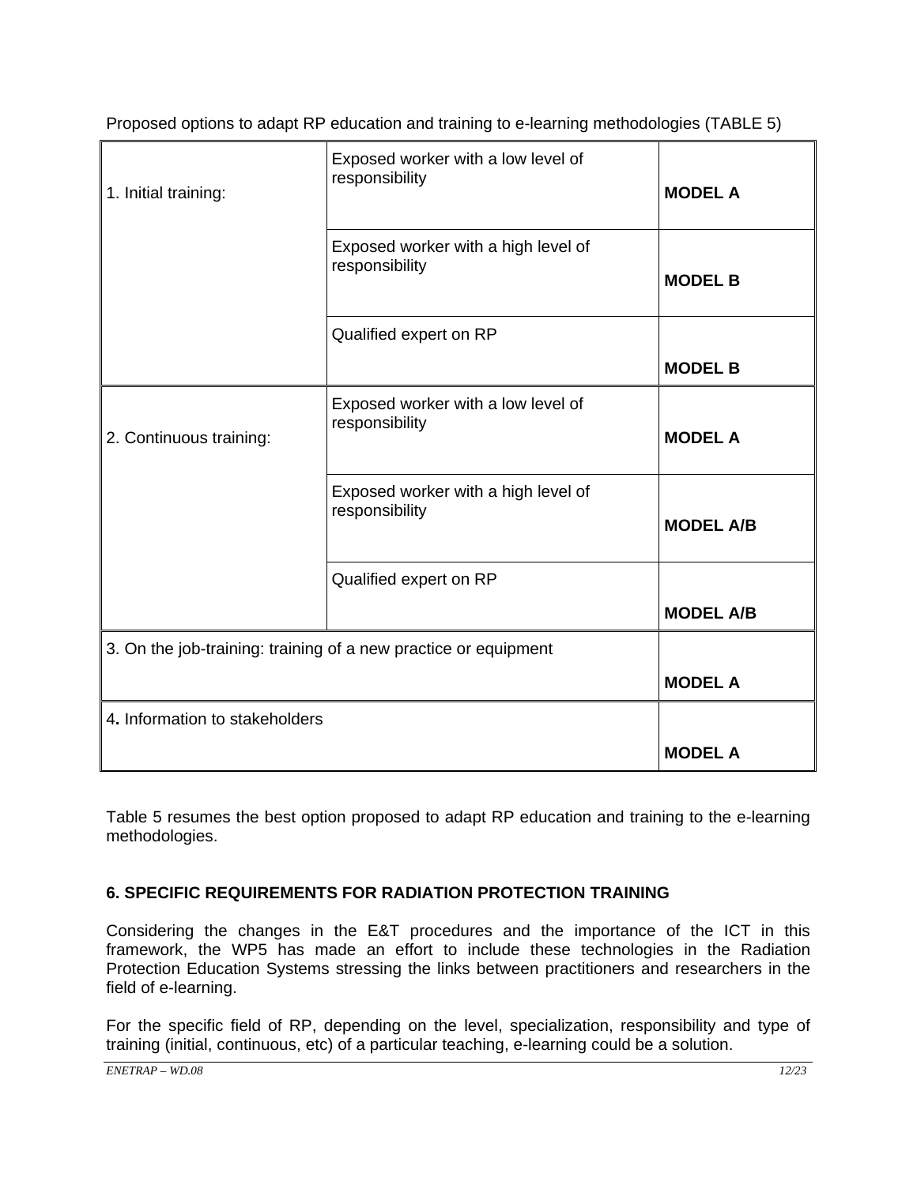Proposed options to adapt RP education and training to e-learning methodologies (TABLE 5)

| | | |
|---|---|---|
| 1. Initial training: | Exposed worker with a low level of responsibility | **MODEL A** |
| | Exposed worker with a high level of responsibility | **MODEL B** |
| | Qualified expert on RP | **MODEL B** |
| 2. Continuous training: | Exposed worker with a low level of responsibility | **MODEL A** |
| | Exposed worker with a high level of responsibility | **MODEL A/B** |
| | Qualified expert on RP | **MODEL A/B** |
| 3. On the job-training: training of a new practice or equipment | | **MODEL A** |
| 4**.** Information to stakeholders | | **MODEL A** |

Table 5 resumes the best option proposed to adapt RP education and training to the e-learning methodologies.

## 6. SPECIFIC REQUIREMENTS FOR RADIATION PROTECTION TRAINING

Considering the changes in the E&T procedures and the importance of the ICT in this framework, the WP5 has made an effort to include these technologies in the Radiation Protection Education Systems stressing the links between practitioners and researchers in the field of e-learning.

For the specific field of RP, depending on the level, specialization, responsibility and type of training (initial, continuous, etc) of a particular teaching, e-learning could be a solution.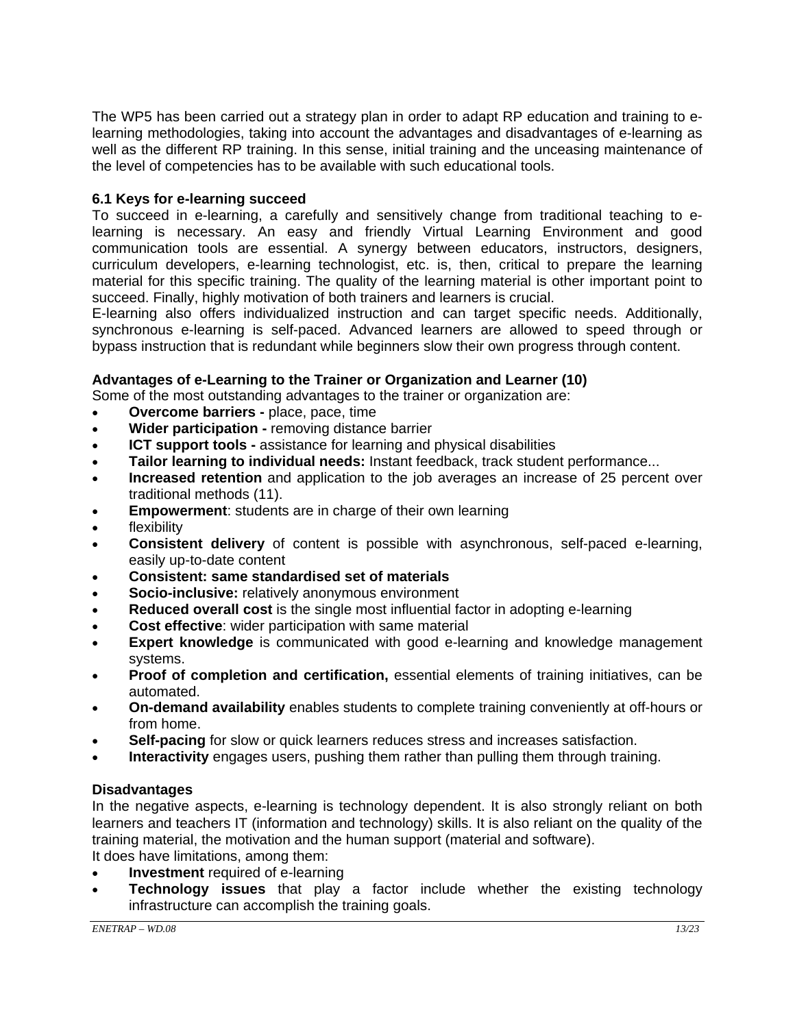The WP5 has been carried out a strategy plan in order to adapt RP education and training to e-learning methodologies, taking into account the advantages and disadvantages of e-learning as well as the different RP training. In this sense, initial training and the unceasing maintenance of the level of competencies has to be available with such educational tools.

### 6.1 Keys for e-learning succeed

To succeed in e-learning, a carefully and sensitively change from traditional teaching to e-learning is necessary. An easy and friendly Virtual Learning Environment and good communication tools are essential. A synergy between educators, instructors, designers, curriculum developers, e-learning technologist, etc. is, then, critical to prepare the learning material for this specific training. The quality of the learning material is other important point to succeed. Finally, highly motivation of both trainers and learners is crucial.

E-learning also offers individualized instruction and can target specific needs. Additionally, synchronous e-learning is self-paced. Advanced learners are allowed to speed through or bypass instruction that is redundant while beginners slow their own progress through content.

**Advantages of e-Learning to the Trainer or Organization and Learner (10)**

Some of the most outstanding advantages to the trainer or organization are:

- **Overcome barriers -** place, pace, time
- **Wider participation -** removing distance barrier
- **ICT support tools -** assistance for learning and physical disabilities
- **Tailor learning to individual needs:** Instant feedback, track student performance...
- **Increased retention** and application to the job averages an increase of 25 percent over traditional methods (11).
- **Empowerment**: students are in charge of their own learning
- flexibility
- **Consistent delivery** of content is possible with asynchronous, self-paced e-learning, easily up-to-date content
- **Consistent: same standardised set of materials**
- **Socio-inclusive:** relatively anonymous environment
- **Reduced overall cost** is the single most influential factor in adopting e-learning
- **Cost effective**: wider participation with same material
- **Expert knowledge** is communicated with good e-learning and knowledge management systems.
- **Proof of completion and certification,** essential elements of training initiatives, can be automated.
- **On-demand availability** enables students to complete training conveniently at off-hours or from home.
- **Self-pacing** for slow or quick learners reduces stress and increases satisfaction.
- **Interactivity** engages users, pushing them rather than pulling them through training.

**Disadvantages**

In the negative aspects, e-learning is technology dependent. It is also strongly reliant on both learners and teachers IT (information and technology) skills. It is also reliant on the quality of the training material, the motivation and the human support (material and software).

It does have limitations, among them:

- **Investment** required of e-learning
- **Technology issues** that play a factor include whether the existing technology infrastructure can accomplish the training goals.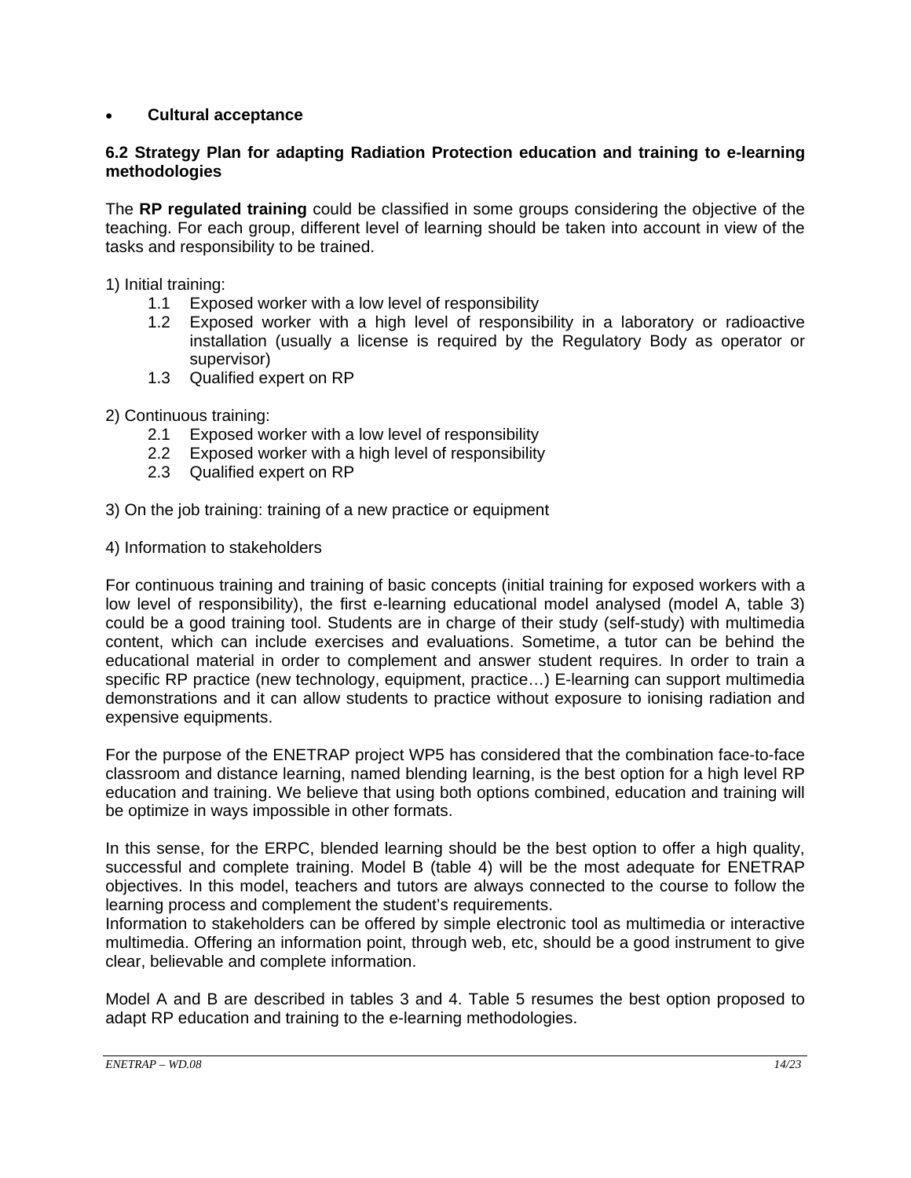- **Cultural acceptance**

### 6.2 Strategy Plan for adapting Radiation Protection education and training to e-learning methodologies

The **RP regulated training** could be classified in some groups considering the objective of the teaching. For each group, different level of learning should be taken into account in view of the tasks and responsibility to be trained.

1) Initial training:
   1.1 Exposed worker with a low level of responsibility
   1.2 Exposed worker with a high level of responsibility in a laboratory or radioactive installation (usually a license is required by the Regulatory Body as operator or supervisor)
   1.3 Qualified expert on RP

2) Continuous training:
   2.1 Exposed worker with a low level of responsibility
   2.2 Exposed worker with a high level of responsibility
   2.3 Qualified expert on RP

3) On the job training: training of a new practice or equipment

4) Information to stakeholders

For continuous training and training of basic concepts (initial training for exposed workers with a low level of responsibility), the first e-learning educational model analysed (model A, table 3) could be a good training tool. Students are in charge of their study (self-study) with multimedia content, which can include exercises and evaluations. Sometime, a tutor can be behind the educational material in order to complement and answer student requires. In order to train a specific RP practice (new technology, equipment, practice…) E-learning can support multimedia demonstrations and it can allow students to practice without exposure to ionising radiation and expensive equipments.

For the purpose of the ENETRAP project WP5 has considered that the combination face-to-face classroom and distance learning, named blending learning, is the best option for a high level RP education and training. We believe that using both options combined, education and training will be optimize in ways impossible in other formats.

In this sense, for the ERPC, blended learning should be the best option to offer a high quality, successful and complete training. Model B (table 4) will be the most adequate for ENETRAP objectives. In this model, teachers and tutors are always connected to the course to follow the learning process and complement the student's requirements.
Information to stakeholders can be offered by simple electronic tool as multimedia or interactive multimedia. Offering an information point, through web, etc, should be a good instrument to give clear, believable and complete information.

Model A and B are described in tables 3 and 4. Table 5 resumes the best option proposed to adapt RP education and training to the e-learning methodologies.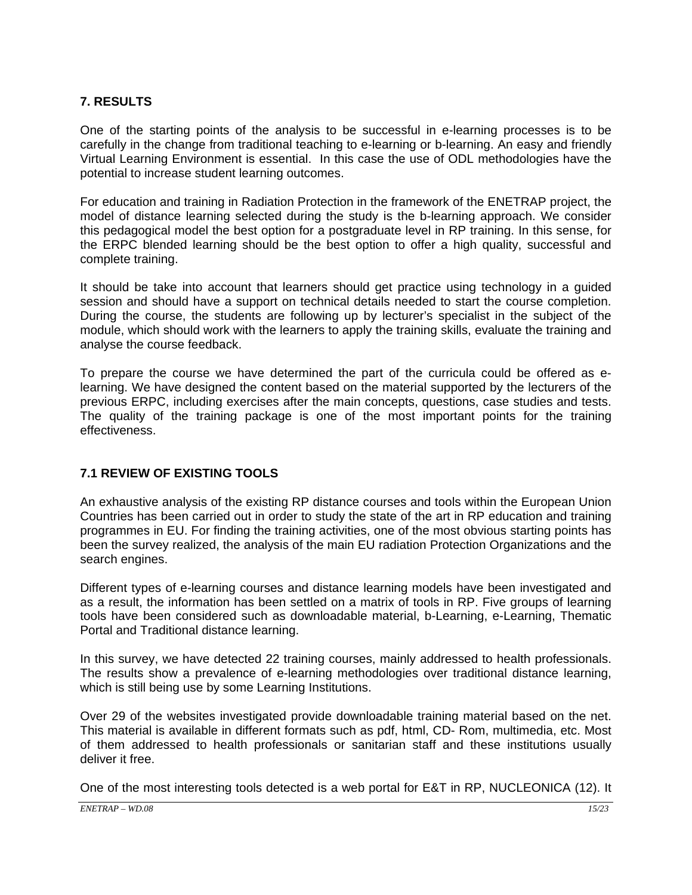## 7. RESULTS

One of the starting points of the analysis to be successful in e-learning processes is to be carefully in the change from traditional teaching to e-learning or b-learning. An easy and friendly Virtual Learning Environment is essential. In this case the use of ODL methodologies have the potential to increase student learning outcomes.

For education and training in Radiation Protection in the framework of the ENETRAP project, the model of distance learning selected during the study is the b-learning approach. We consider this pedagogical model the best option for a postgraduate level in RP training. In this sense, for the ERPC blended learning should be the best option to offer a high quality, successful and complete training.

It should be take into account that learners should get practice using technology in a guided session and should have a support on technical details needed to start the course completion. During the course, the students are following up by lecturer's specialist in the subject of the module, which should work with the learners to apply the training skills, evaluate the training and analyse the course feedback.

To prepare the course we have determined the part of the curricula could be offered as e-learning. We have designed the content based on the material supported by the lecturers of the previous ERPC, including exercises after the main concepts, questions, case studies and tests. The quality of the training package is one of the most important points for the training effectiveness.

### 7.1 REVIEW OF EXISTING TOOLS

An exhaustive analysis of the existing RP distance courses and tools within the European Union Countries has been carried out in order to study the state of the art in RP education and training programmes in EU. For finding the training activities, one of the most obvious starting points has been the survey realized, the analysis of the main EU radiation Protection Organizations and the search engines.

Different types of e-learning courses and distance learning models have been investigated and as a result, the information has been settled on a matrix of tools in RP. Five groups of learning tools have been considered such as downloadable material, b-Learning, e-Learning, Thematic Portal and Traditional distance learning.

In this survey, we have detected 22 training courses, mainly addressed to health professionals. The results show a prevalence of e-learning methodologies over traditional distance learning, which is still being use by some Learning Institutions.

Over 29 of the websites investigated provide downloadable training material based on the net. This material is available in different formats such as pdf, html, CD- Rom, multimedia, etc. Most of them addressed to health professionals or sanitarian staff and these institutions usually deliver it free.

One of the most interesting tools detected is a web portal for E&T in RP, NUCLEONICA (12). It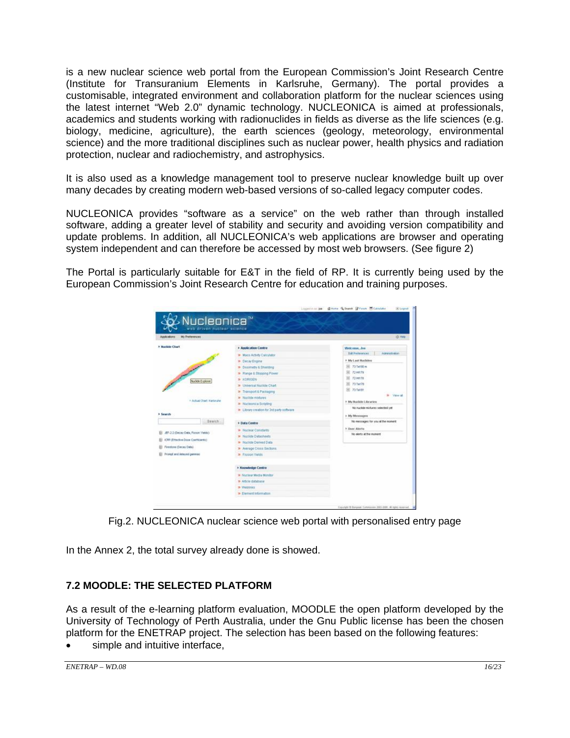is a new nuclear science web portal from the European Commission's Joint Research Centre (Institute for Transuranium Elements in Karlsruhe, Germany). The portal provides a customisable, integrated environment and collaboration platform for the nuclear sciences using the latest internet "Web 2.0" dynamic technology. NUCLEONICA is aimed at professionals, academics and students working with radionuclides in fields as diverse as the life sciences (e.g. biology, medicine, agriculture), the earth sciences (geology, meteorology, environmental science) and the more traditional disciplines such as nuclear power, health physics and radiation protection, nuclear and radiochemistry, and astrophysics.

It is also used as a knowledge management tool to preserve nuclear knowledge built up over many decades by creating modern web-based versions of so-called legacy computer codes.

NUCLEONICA provides "software as a service" on the web rather than through installed software, adding a greater level of stability and security and avoiding version compatibility and update problems. In addition, all NUCLEONICA's web applications are browser and operating system independent and can therefore be accessed by most web browsers. (See figure 2)

The Portal is particularly suitable for E&T in the field of RP. It is currently being used by the European Commission's Joint Research Centre for education and training purposes.

Fig.2. NUCLEONICA nuclear science web portal with personalised entry page

In the Annex 2, the total survey already done is showed.

## 7.2 MOODLE: THE SELECTED PLATFORM

As a result of the e-learning platform evaluation, MOODLE the open platform developed by the University of Technology of Perth Australia, under the Gnu Public license has been the chosen platform for the ENETRAP project. The selection has been based on the following features:

- simple and intuitive interface,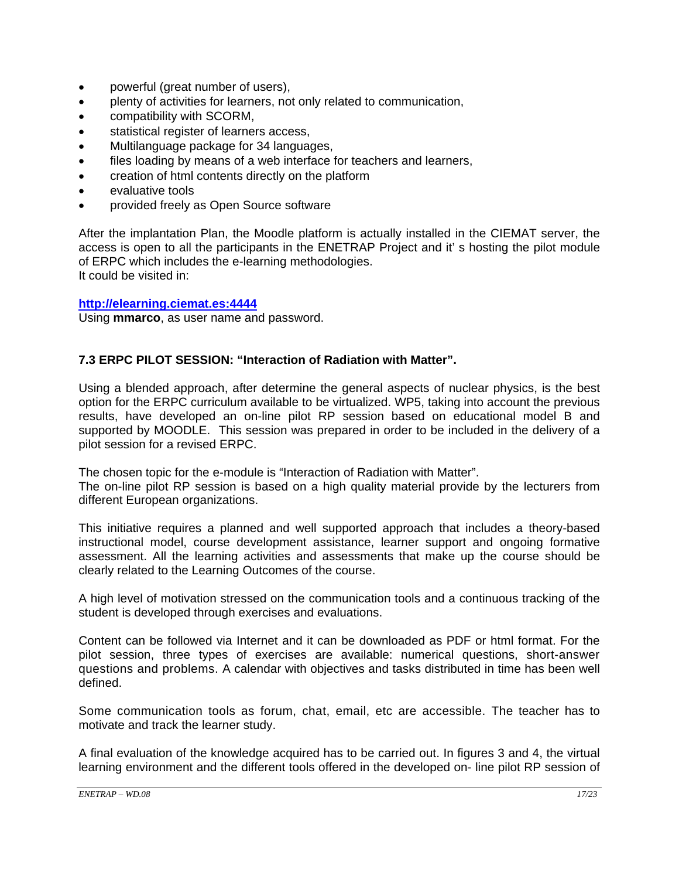- powerful (great number of users),
- plenty of activities for learners, not only related to communication,
- compatibility with SCORM,
- statistical register of learners access,
- Multilanguage package for 34 languages,
- files loading by means of a web interface for teachers and learners,
- creation of html contents directly on the platform
- evaluative tools
- provided freely as Open Source software

After the implantation Plan, the Moodle platform is actually installed in the CIEMAT server, the access is open to all the participants in the ENETRAP Project and it' s hosting the pilot module of ERPC which includes the e-learning methodologies.
It could be visited in:

**http://elearning.ciemat.es:4444**
Using **mmarco**, as user name and password.

### 7.3 ERPC PILOT SESSION: "Interaction of Radiation with Matter".

Using a blended approach, after determine the general aspects of nuclear physics, is the best option for the ERPC curriculum available to be virtualized. WP5, taking into account the previous results, have developed an on-line pilot RP session based on educational model B and supported by MOODLE. This session was prepared in order to be included in the delivery of a pilot session for a revised ERPC.

The chosen topic for the e-module is "Interaction of Radiation with Matter".
The on-line pilot RP session is based on a high quality material provide by the lecturers from different European organizations.

This initiative requires a planned and well supported approach that includes a theory-based instructional model, course development assistance, learner support and ongoing formative assessment. All the learning activities and assessments that make up the course should be clearly related to the Learning Outcomes of the course.

A high level of motivation stressed on the communication tools and a continuous tracking of the student is developed through exercises and evaluations.

Content can be followed via Internet and it can be downloaded as PDF or html format. For the pilot session, three types of exercises are available: numerical questions, short-answer questions and problems. A calendar with objectives and tasks distributed in time has been well defined.

Some communication tools as forum, chat, email, etc are accessible. The teacher has to motivate and track the learner study.

A final evaluation of the knowledge acquired has to be carried out. In figures 3 and 4, the virtual learning environment and the different tools offered in the developed on- line pilot RP session of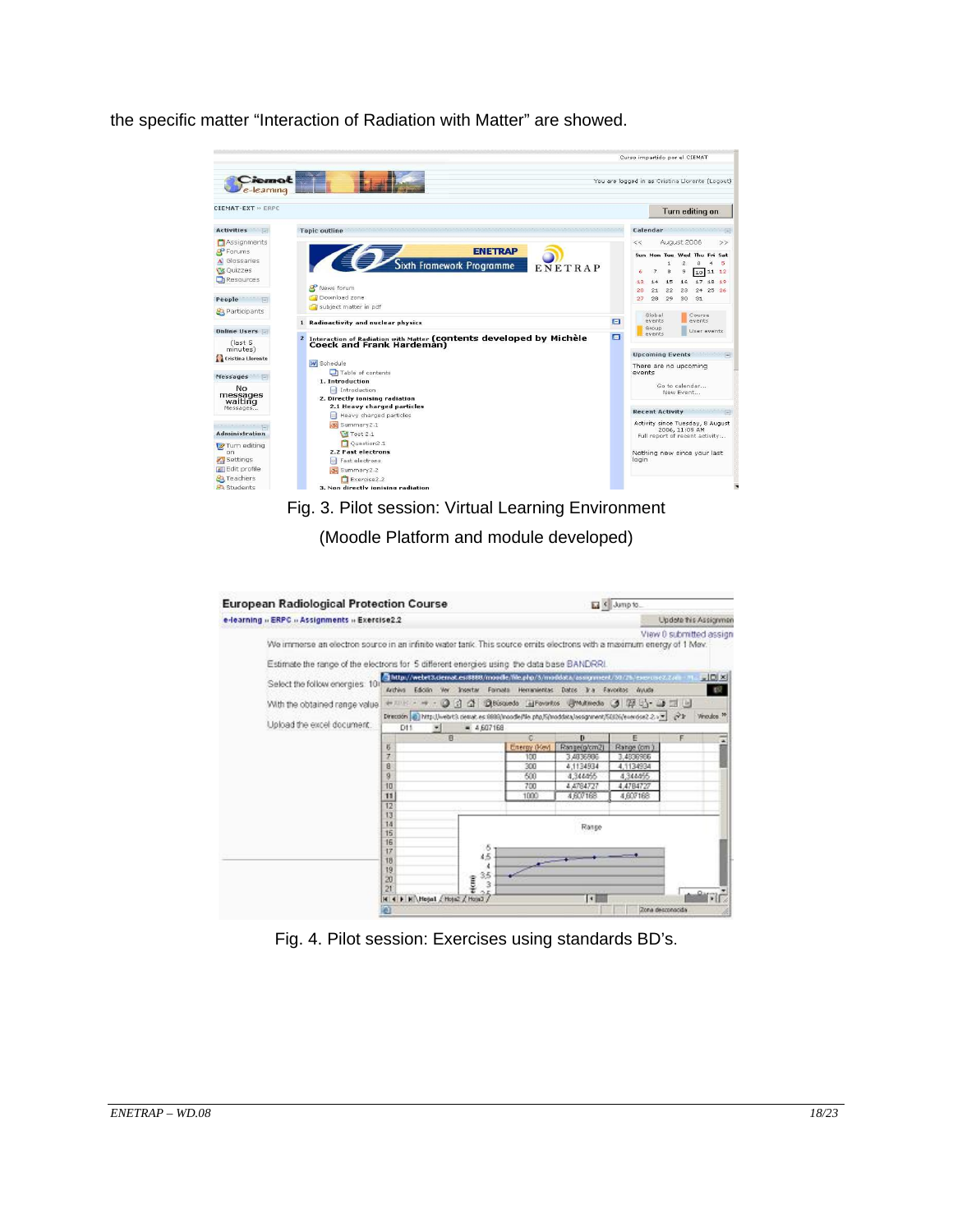the specific matter “Interaction of Radiation with Matter” are showed.

Fig. 3. Pilot session: Virtual Learning Environment

(Moodle Platform and module developed)

Fig. 4. Pilot session: Exercises using standards BD’s.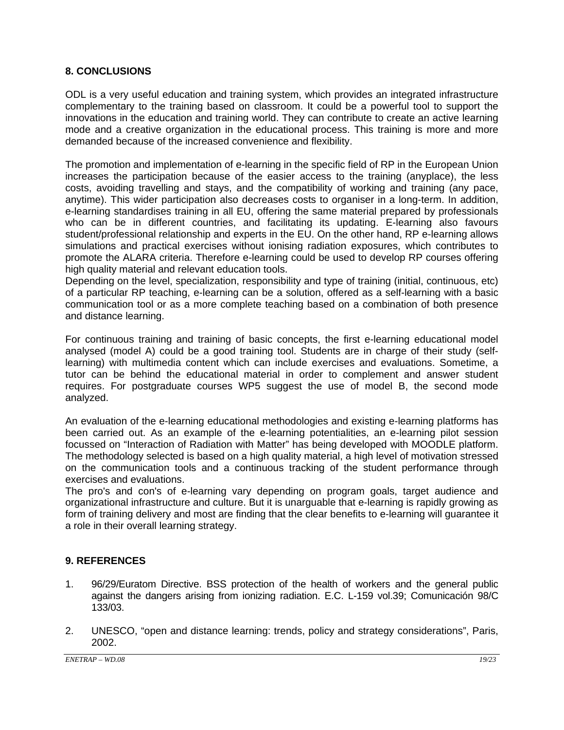## 8. CONCLUSIONS

ODL is a very useful education and training system, which provides an integrated infrastructure complementary to the training based on classroom. It could be a powerful tool to support the innovations in the education and training world. They can contribute to create an active learning mode and a creative organization in the educational process. This training is more and more demanded because of the increased convenience and flexibility.

The promotion and implementation of e-learning in the specific field of RP in the European Union increases the participation because of the easier access to the training (anyplace), the less costs, avoiding travelling and stays, and the compatibility of working and training (any pace, anytime). This wider participation also decreases costs to organiser in a long-term. In addition, e-learning standardises training in all EU, offering the same material prepared by professionals who can be in different countries, and facilitating its updating. E-learning also favours student/professional relationship and experts in the EU. On the other hand, RP e-learning allows simulations and practical exercises without ionising radiation exposures, which contributes to promote the ALARA criteria. Therefore e-learning could be used to develop RP courses offering high quality material and relevant education tools.
Depending on the level, specialization, responsibility and type of training (initial, continuous, etc) of a particular RP teaching, e-learning can be a solution, offered as a self-learning with a basic communication tool or as a more complete teaching based on a combination of both presence and distance learning.

For continuous training and training of basic concepts, the first e-learning educational model analysed (model A) could be a good training tool. Students are in charge of their study (self-learning) with multimedia content which can include exercises and evaluations. Sometime, a tutor can be behind the educational material in order to complement and answer student requires. For postgraduate courses WP5 suggest the use of model B, the second mode analyzed.

An evaluation of the e-learning educational methodologies and existing e-learning platforms has been carried out. As an example of the e-learning potentialities, an e-learning pilot session focussed on "Interaction of Radiation with Matter" has being developed with MOODLE platform. The methodology selected is based on a high quality material, a high level of motivation stressed on the communication tools and a continuous tracking of the student performance through exercises and evaluations.
The pro's and con's of e-learning vary depending on program goals, target audience and organizational infrastructure and culture. But it is unarguable that e-learning is rapidly growing as form of training delivery and most are finding that the clear benefits to e-learning will guarantee it a role in their overall learning strategy.

## 9. REFERENCES

1. 96/29/Euratom Directive. BSS protection of the health of workers and the general public against the dangers arising from ionizing radiation. E.C. L-159 vol.39; Comunicación 98/C 133/03.

2. UNESCO, "open and distance learning: trends, policy and strategy considerations", Paris, 2002.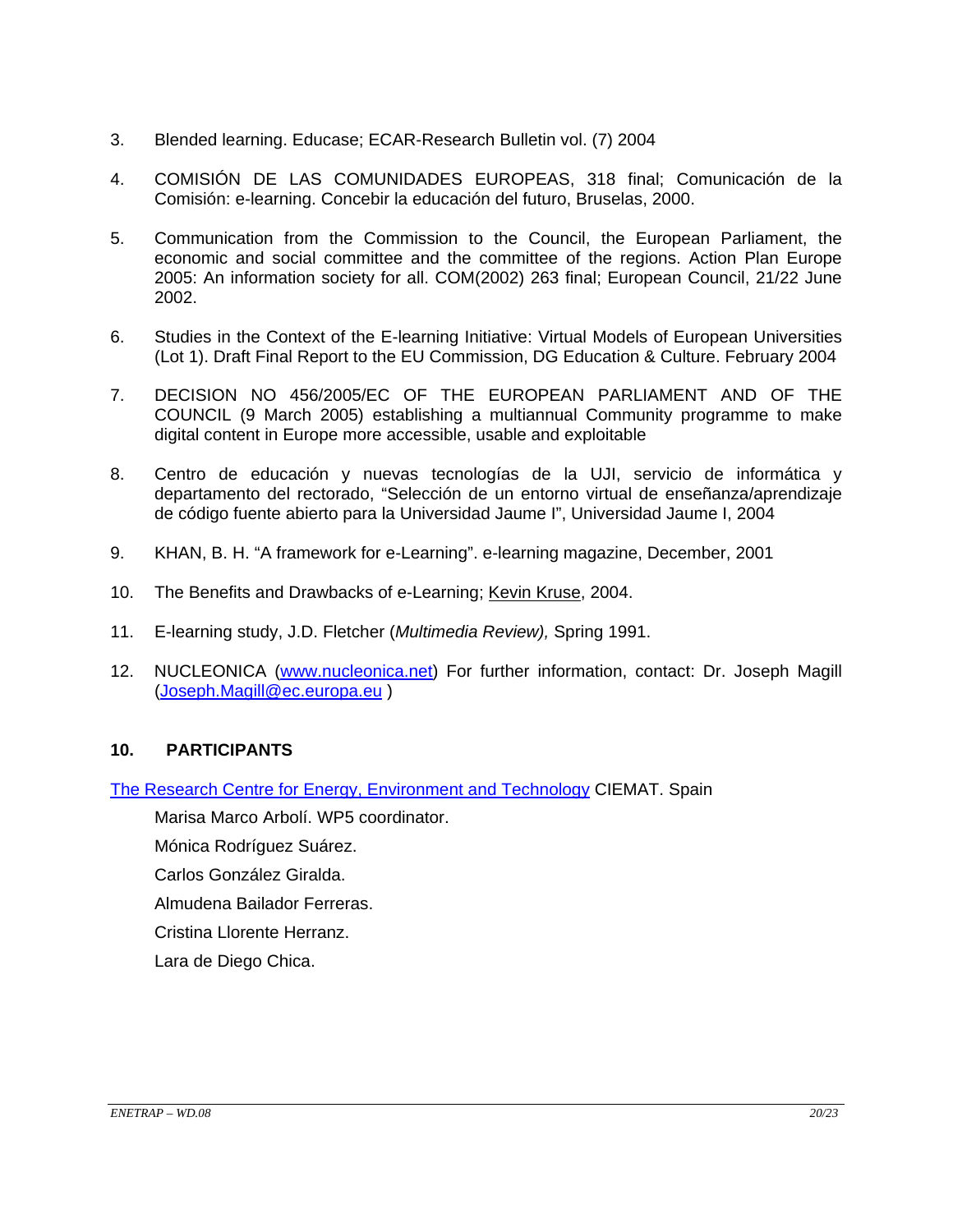3. Blended learning. Educase; ECAR-Research Bulletin vol. (7) 2004

4. COMISIÓN DE LAS COMUNIDADES EUROPEAS, 318 final; Comunicación de la Comisión: e-learning. Concebir la educación del futuro, Bruselas, 2000.

5. Communication from the Commission to the Council, the European Parliament, the economic and social committee and the committee of the regions. Action Plan Europe 2005: An information society for all. COM(2002) 263 final; European Council, 21/22 June 2002.

6. Studies in the Context of the E-learning Initiative: Virtual Models of European Universities (Lot 1). Draft Final Report to the EU Commission, DG Education & Culture. February 2004

7. DECISION NO 456/2005/EC OF THE EUROPEAN PARLIAMENT AND OF THE COUNCIL (9 March 2005) establishing a multiannual Community programme to make digital content in Europe more accessible, usable and exploitable

8. Centro de educación y nuevas tecnologías de la UJI, servicio de informática y departamento del rectorado, "Selección de un entorno virtual de enseñanza/aprendizaje de código fuente abierto para la Universidad Jaume I", Universidad Jaume I, 2004

9. KHAN, B. H. "A framework for e-Learning". e-learning magazine, December, 2001

10. The Benefits and Drawbacks of e-Learning; Kevin Kruse, 2004.

11. E-learning study, J.D. Fletcher (*Multimedia Review),* Spring 1991.

12. NUCLEONICA (www.nucleonica.net) For further information, contact: Dr. Joseph Magill (Joseph.Magill@ec.europa.eu )

## 10. PARTICIPANTS

The Research Centre for Energy, Environment and Technology CIEMAT. Spain

Marisa Marco Arbolí. WP5 coordinator.

Mónica Rodríguez Suárez.

Carlos González Giralda.

Almudena Bailador Ferreras.

Cristina Llorente Herranz.

Lara de Diego Chica.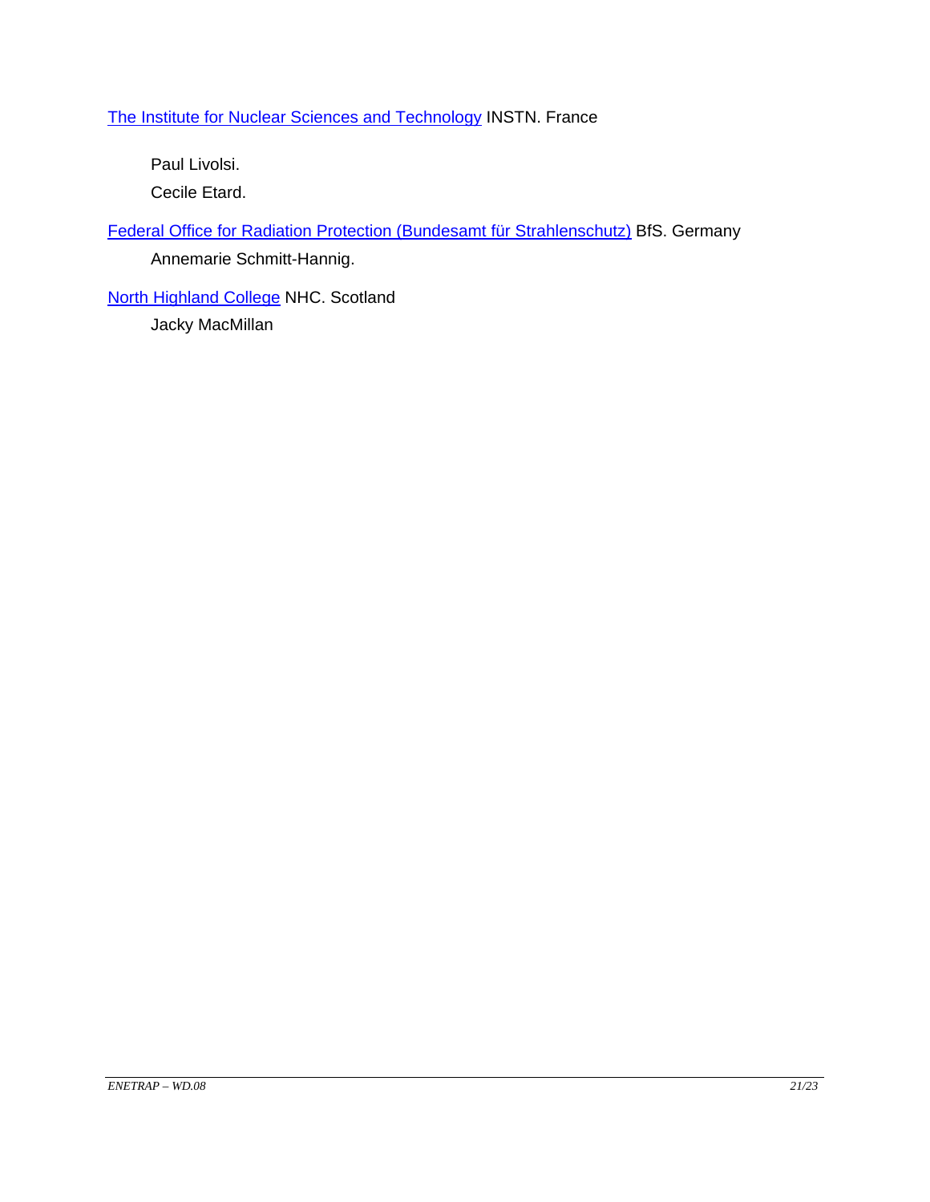The Institute for Nuclear Sciences and Technology INSTN. France

Paul Livolsi.

Cecile Etard.

Federal Office for Radiation Protection (Bundesamt für Strahlenschutz) BfS. Germany

Annemarie Schmitt-Hannig.

North Highland College NHC. Scotland

Jacky MacMillan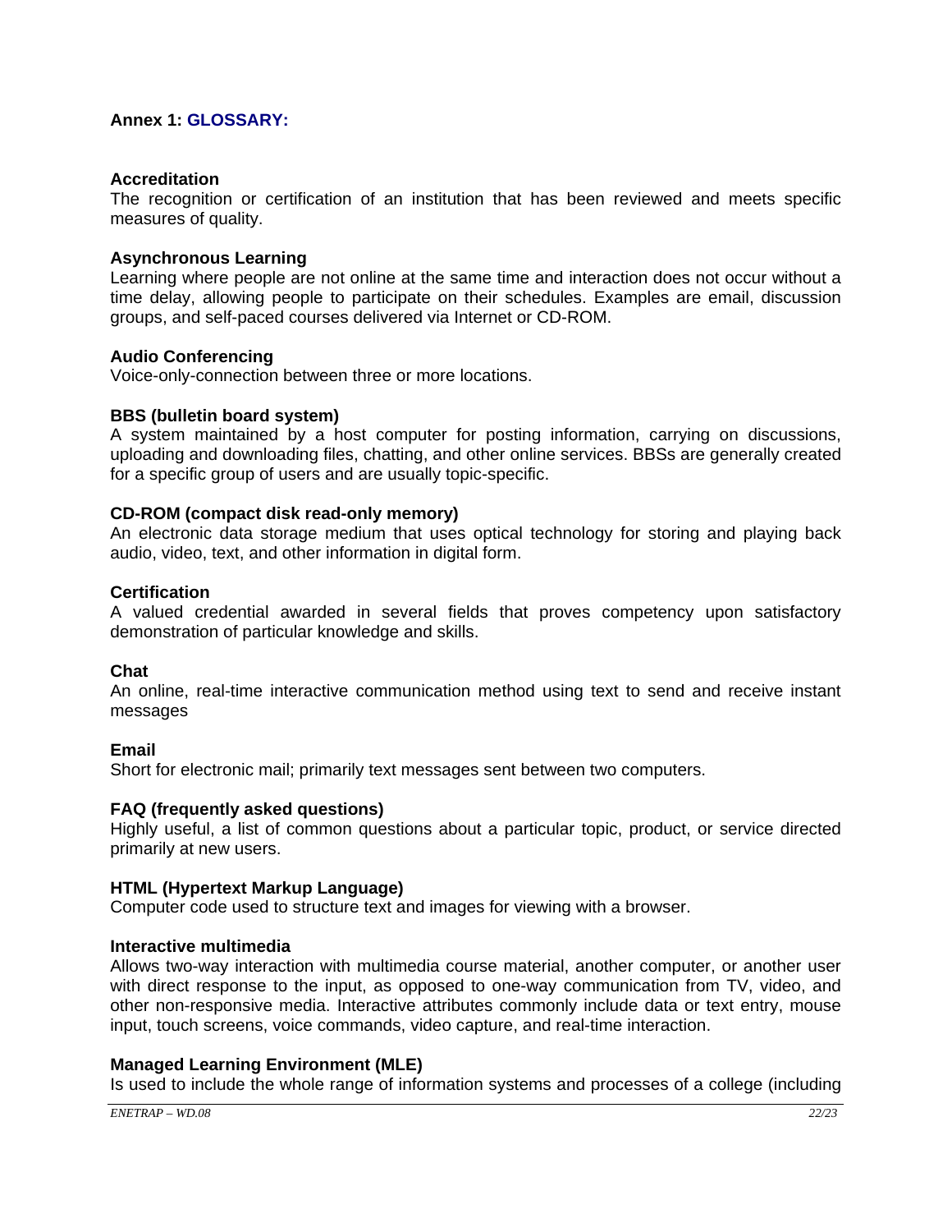## Annex 1: GLOSSARY:

**Accreditation**
The recognition or certification of an institution that has been reviewed and meets specific measures of quality.

**Asynchronous Learning**
Learning where people are not online at the same time and interaction does not occur without a time delay, allowing people to participate on their schedules. Examples are email, discussion groups, and self-paced courses delivered via Internet or CD-ROM.

**Audio Conferencing**
Voice-only-connection between three or more locations.

**BBS (bulletin board system)**
A system maintained by a host computer for posting information, carrying on discussions, uploading and downloading files, chatting, and other online services. BBSs are generally created for a specific group of users and are usually topic-specific.

**CD-ROM (compact disk read-only memory)**
An electronic data storage medium that uses optical technology for storing and playing back audio, video, text, and other information in digital form.

**Certification**
A valued credential awarded in several fields that proves competency upon satisfactory demonstration of particular knowledge and skills.

**Chat**
An online, real-time interactive communication method using text to send and receive instant messages

**Email**
Short for electronic mail; primarily text messages sent between two computers.

**FAQ (frequently asked questions)**
Highly useful, a list of common questions about a particular topic, product, or service directed primarily at new users.

**HTML (Hypertext Markup Language)**
Computer code used to structure text and images for viewing with a browser.

**Interactive multimedia**
Allows two-way interaction with multimedia course material, another computer, or another user with direct response to the input, as opposed to one-way communication from TV, video, and other non-responsive media. Interactive attributes commonly include data or text entry, mouse input, touch screens, voice commands, video capture, and real-time interaction.

**Managed Learning Environment (MLE)**
Is used to include the whole range of information systems and processes of a college (including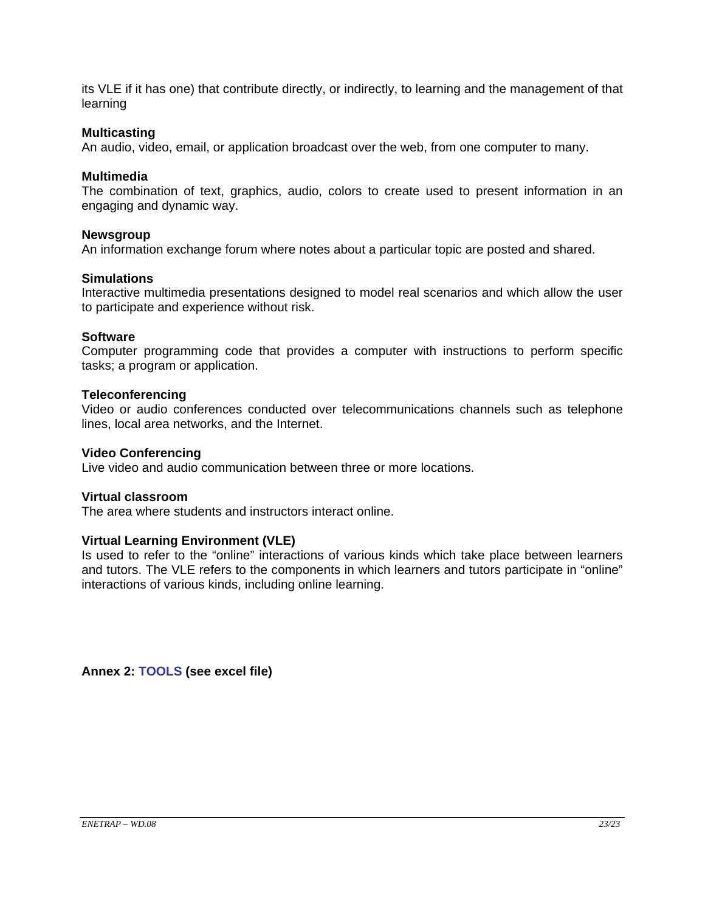its VLE if it has one) that contribute directly, or indirectly, to learning and the management of that learning

**Multicasting**
An audio, video, email, or application broadcast over the web, from one computer to many.

**Multimedia**
The combination of text, graphics, audio, colors to create used to present information in an engaging and dynamic way.

**Newsgroup**
An information exchange forum where notes about a particular topic are posted and shared.

**Simulations**
Interactive multimedia presentations designed to model real scenarios and which allow the user to participate and experience without risk.

**Software**
Computer programming code that provides a computer with instructions to perform specific tasks; a program or application.

**Teleconferencing**
Video or audio conferences conducted over telecommunications channels such as telephone lines, local area networks, and the Internet.

**Video Conferencing**
Live video and audio communication between three or more locations.

**Virtual classroom**
The area where students and instructors interact online.

**Virtual Learning Environment (VLE)**
Is used to refer to the "online" interactions of various kinds which take place between learners and tutors. The VLE refers to the components in which learners and tutors participate in "online" interactions of various kinds, including online learning.

**Annex 2: TOOLS (see excel file)**